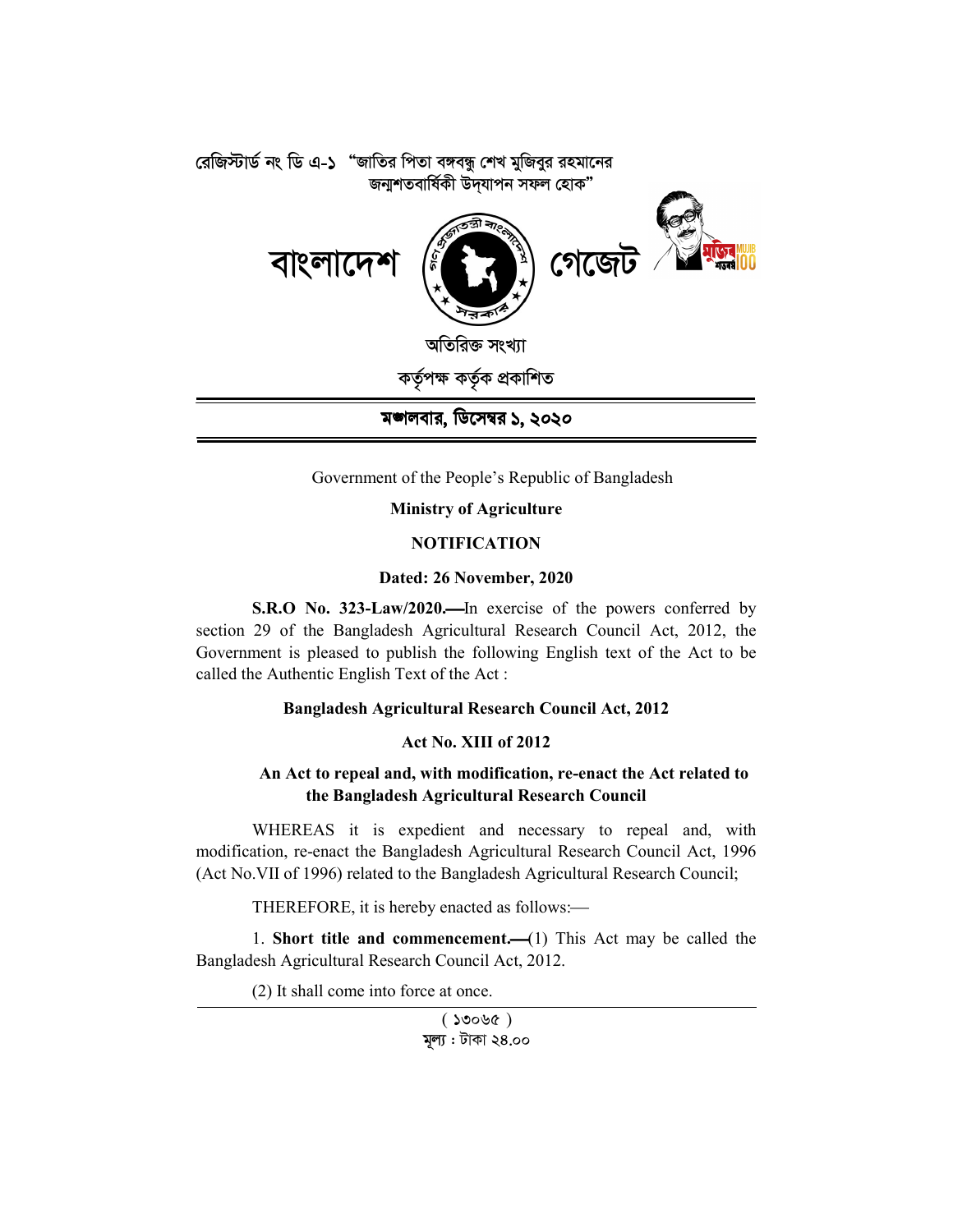রেজিস্টার্ড নং ডি এ-১ "জাতির পিতা বঙ্গবন্ধু শেখ মুজিবুর রহমানের জন্মশতবার্ষিকী উদ্‌যাপন সফল হোক"

# বাংলাদেশ গেজেট

অতিরিক্ত সংখ্যা

কর্তৃপক্ষ কর্তৃক প্রকাশিত

**মঙ্গলবার, ডিসেম্বর ১, ২০২০**

Government of the People's Republic of Bangladesh

**Ministry of Agriculture**

**NOTIFICATION**

**Dated: 26 November, 2020**

**S.R.O No. 323-Law/2020.**—In exercise of the powers conferred by section 29 of the Bangladesh Agricultural Research Council Act, 2012, the Government is pleased to publish the following English text of the Act to be called the Authentic English Text of the Act :

**Bangladesh Agricultural Research Council Act, 2012**

**Act No. XIII of 2012**

**An Act to repeal and, with modification, re-enact the Act related to the Bangladesh Agricultural Research Council**

WHEREAS it is expedient and necessary to repeal and, with modification, re-enact the Bangladesh Agricultural Research Council Act, 1996 (Act No.VII of 1996) related to the Bangladesh Agricultural Research Council;

THEREFORE, it is hereby enacted as follows:—

1. **Short title and commencement.**—(1) This Act may be called the Bangladesh Agricultural Research Council Act, 2012.

(2) It shall come into force at once.

( ১৩০৬৫ )

মূল্য : টাকা ২৪.০০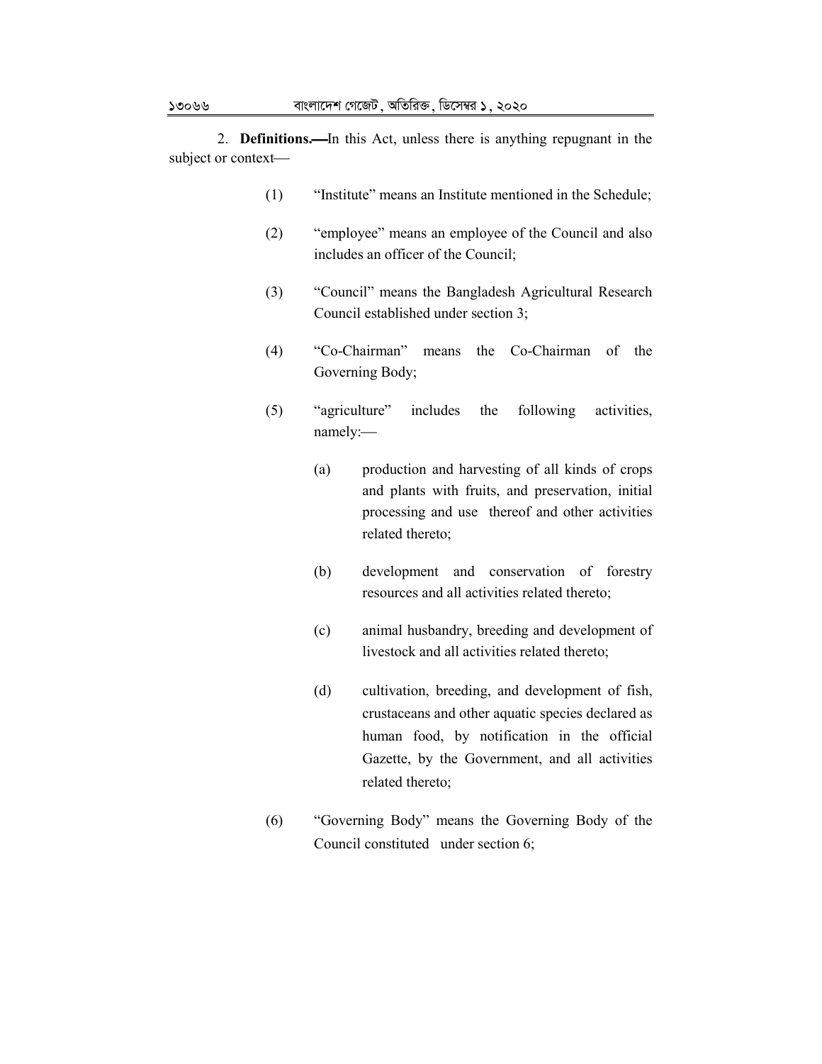2. **Definitions.—**In this Act, unless there is anything repugnant in the subject or context—

(1) "Institute" means an Institute mentioned in the Schedule;

(2) "employee" means an employee of the Council and also includes an officer of the Council;

(3) "Council" means the Bangladesh Agricultural Research Council established under section 3;

(4) "Co-Chairman" means the Co-Chairman of the Governing Body;

(5) "agriculture" includes the following activities, namely:—

(a) production and harvesting of all kinds of crops and plants with fruits, and preservation, initial processing and use thereof and other activities related thereto;

(b) development and conservation of forestry resources and all activities related thereto;

(c) animal husbandry, breeding and development of livestock and all activities related thereto;

(d) cultivation, breeding, and development of fish, crustaceans and other aquatic species declared as human food, by notification in the official Gazette, by the Government, and all activities related thereto;

(6) "Governing Body" means the Governing Body of the Council constituted under section 6;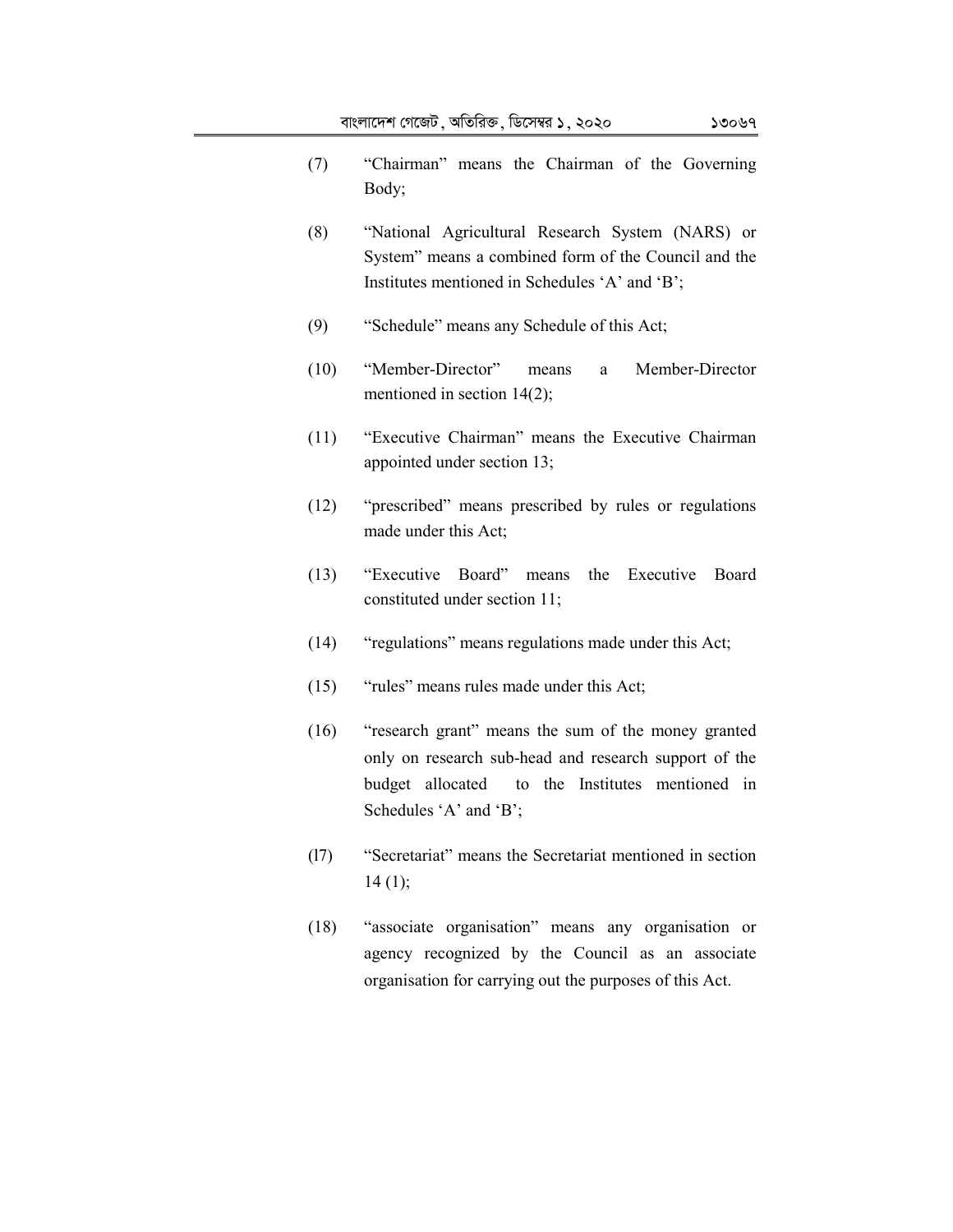(7) "Chairman" means the Chairman of the Governing Body;

(8) "National Agricultural Research System (NARS) or System" means a combined form of the Council and the Institutes mentioned in Schedules 'A' and 'B';

(9) "Schedule" means any Schedule of this Act;

(10) "Member-Director" means a Member-Director mentioned in section 14(2);

(11) "Executive Chairman" means the Executive Chairman appointed under section 13;

(12) "prescribed" means prescribed by rules or regulations made under this Act;

(13) "Executive Board" means the Executive Board constituted under section 11;

(14) "regulations" means regulations made under this Act;

(15) "rules" means rules made under this Act;

(16) "research grant" means the sum of the money granted only on research sub-head and research support of the budget allocated to the Institutes mentioned in Schedules 'A' and 'B';

(l7) "Secretariat" means the Secretariat mentioned in section 14 (1);

(18) "associate organisation" means any organisation or agency recognized by the Council as an associate organisation for carrying out the purposes of this Act.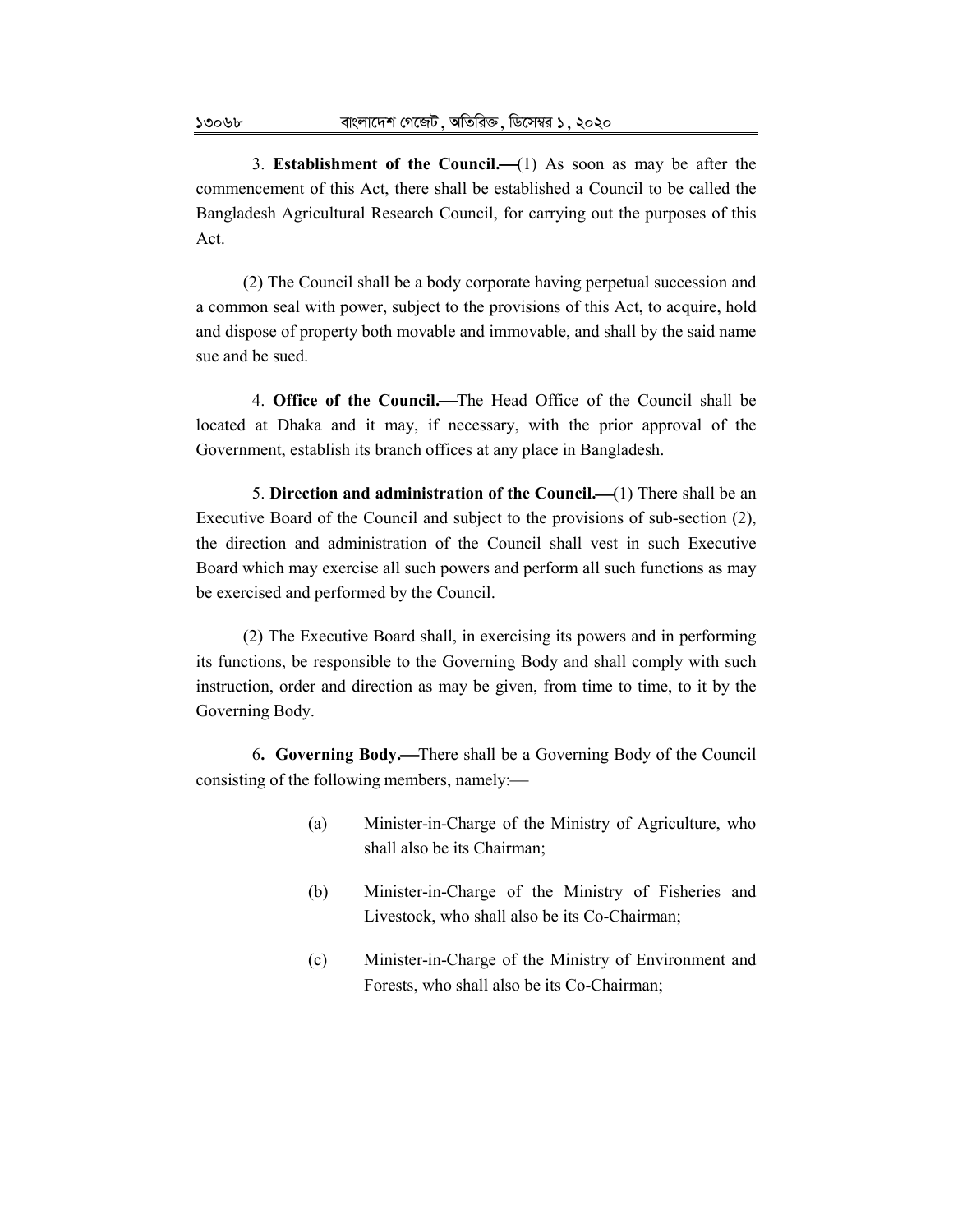3. **Establishment of the Council.—**(1) As soon as may be after the commencement of this Act, there shall be established a Council to be called the Bangladesh Agricultural Research Council, for carrying out the purposes of this Act.

(2) The Council shall be a body corporate having perpetual succession and a common seal with power, subject to the provisions of this Act, to acquire, hold and dispose of property both movable and immovable, and shall by the said name sue and be sued.

4. **Office of the Council.—**The Head Office of the Council shall be located at Dhaka and it may, if necessary, with the prior approval of the Government, establish its branch offices at any place in Bangladesh.

5. **Direction and administration of the Council.—**(1) There shall be an Executive Board of the Council and subject to the provisions of sub-section (2), the direction and administration of the Council shall vest in such Executive Board which may exercise all such powers and perform all such functions as may be exercised and performed by the Council.

(2) The Executive Board shall, in exercising its powers and in performing its functions, be responsible to the Governing Body and shall comply with such instruction, order and direction as may be given, from time to time, to it by the Governing Body.

6**. Governing Body.—**There shall be a Governing Body of the Council consisting of the following members, namely:—

(a) Minister-in-Charge of the Ministry of Agriculture, who shall also be its Chairman;

(b) Minister-in-Charge of the Ministry of Fisheries and Livestock, who shall also be its Co-Chairman;

(c) Minister-in-Charge of the Ministry of Environment and Forests, who shall also be its Co-Chairman;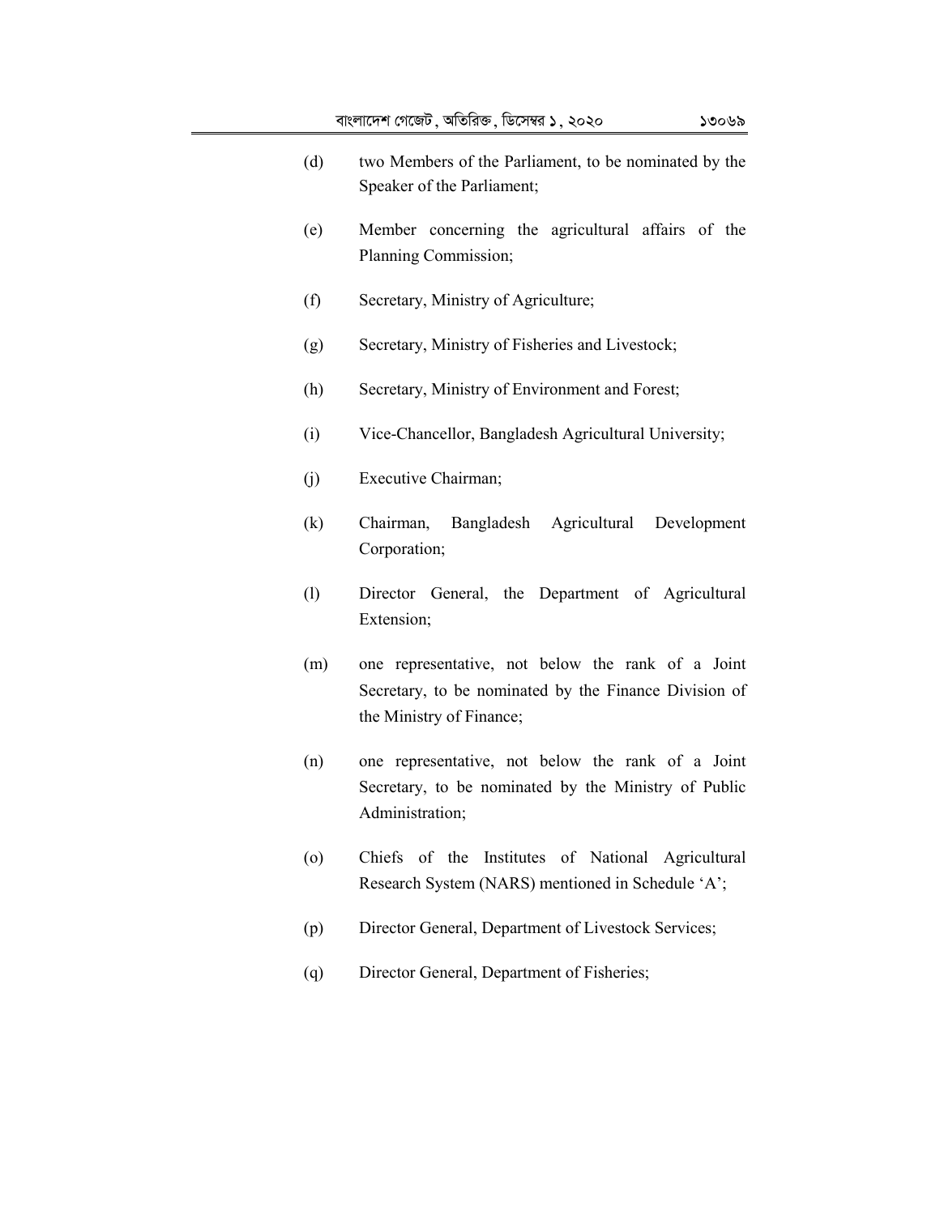(d) two Members of the Parliament, to be nominated by the Speaker of the Parliament;

(e) Member concerning the agricultural affairs of the Planning Commission;

(f) Secretary, Ministry of Agriculture;

(g) Secretary, Ministry of Fisheries and Livestock;

(h) Secretary, Ministry of Environment and Forest;

(i) Vice-Chancellor, Bangladesh Agricultural University;

(j) Executive Chairman;

(k) Chairman, Bangladesh Agricultural Development Corporation;

(l) Director General, the Department of Agricultural Extension;

(m) one representative, not below the rank of a Joint Secretary, to be nominated by the Finance Division of the Ministry of Finance;

(n) one representative, not below the rank of a Joint Secretary, to be nominated by the Ministry of Public Administration;

(o) Chiefs of the Institutes of National Agricultural Research System (NARS) mentioned in Schedule 'A';

(p) Director General, Department of Livestock Services;

(q) Director General, Department of Fisheries;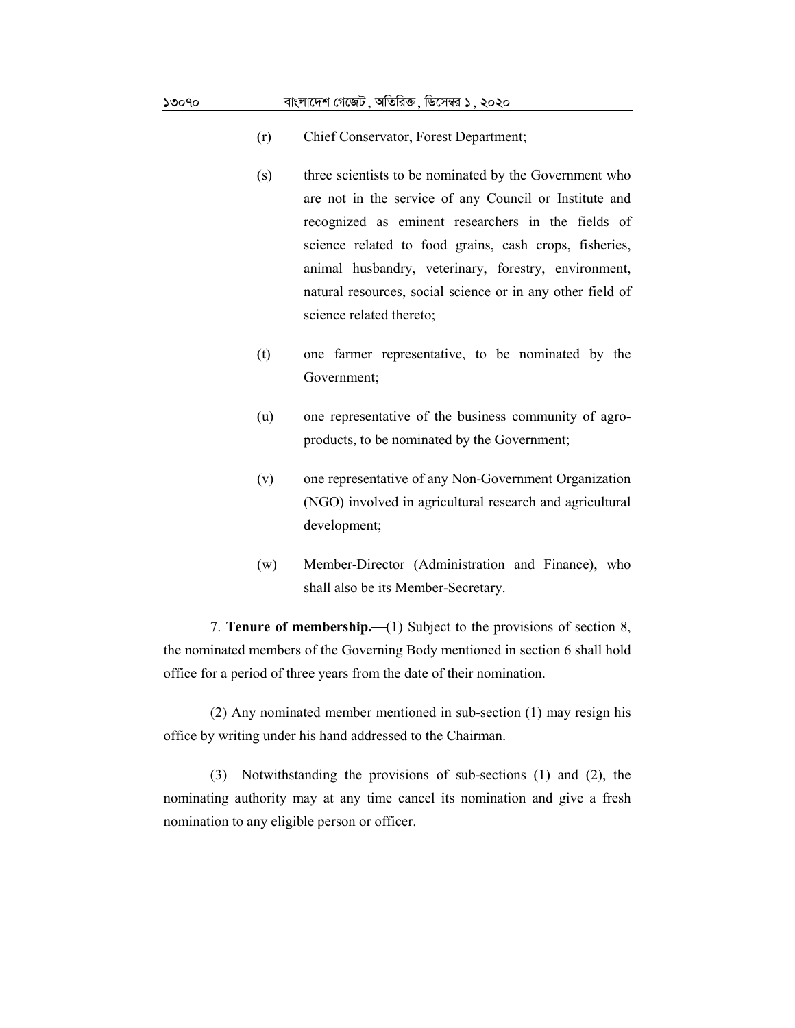(r) Chief Conservator, Forest Department;

(s) three scientists to be nominated by the Government who are not in the service of any Council or Institute and recognized as eminent researchers in the fields of science related to food grains, cash crops, fisheries, animal husbandry, veterinary, forestry, environment, natural resources, social science or in any other field of science related thereto;

(t) one farmer representative, to be nominated by the Government;

(u) one representative of the business community of agro-products, to be nominated by the Government;

(v) one representative of any Non-Government Organization (NGO) involved in agricultural research and agricultural development;

(w) Member-Director (Administration and Finance), who shall also be its Member-Secretary.

7. **Tenure of membership.—**(1) Subject to the provisions of section 8, the nominated members of the Governing Body mentioned in section 6 shall hold office for a period of three years from the date of their nomination.

(2) Any nominated member mentioned in sub-section (1) may resign his office by writing under his hand addressed to the Chairman.

(3) Notwithstanding the provisions of sub-sections (1) and (2), the nominating authority may at any time cancel its nomination and give a fresh nomination to any eligible person or officer.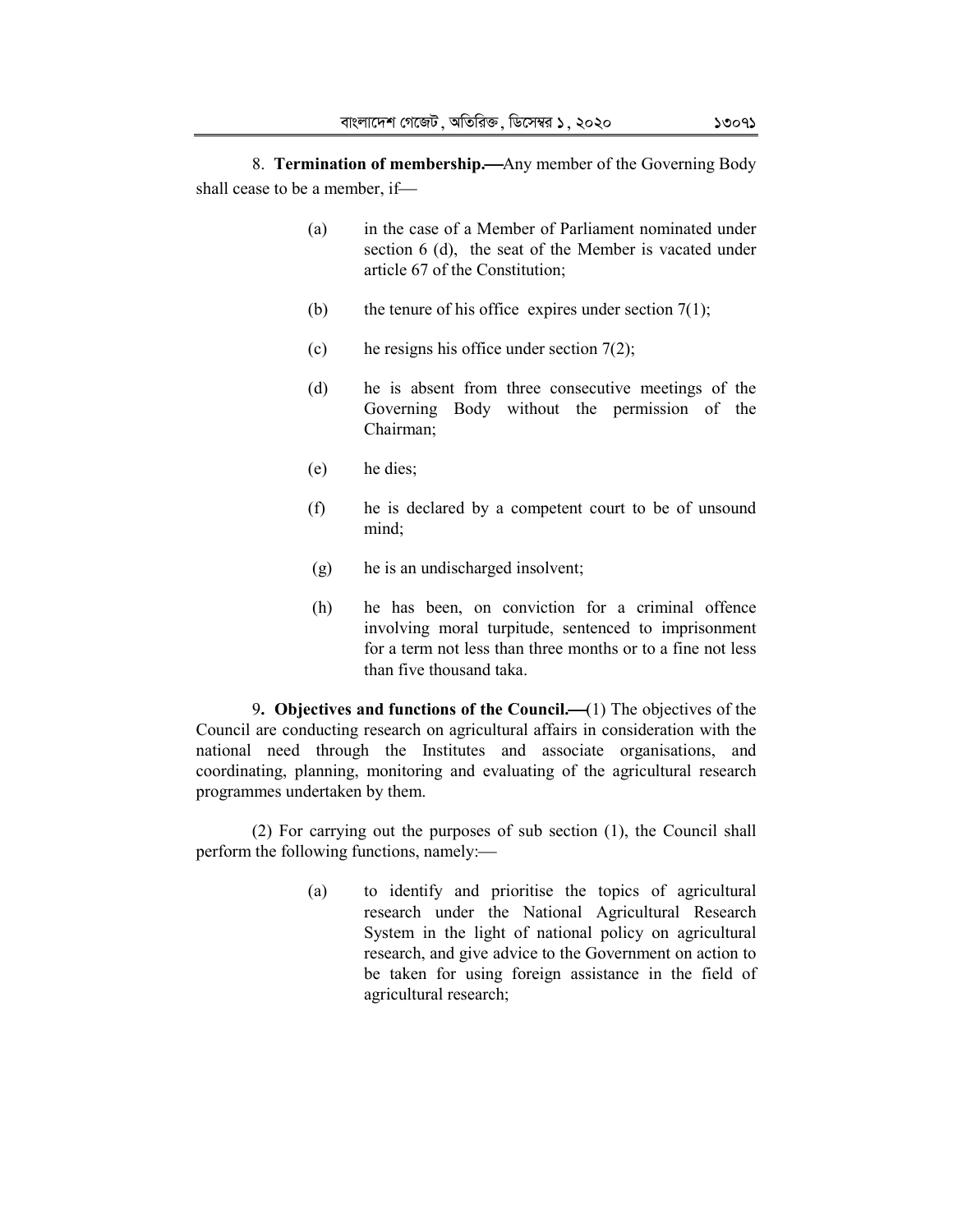8. **Termination of membership.—**Any member of the Governing Body shall cease to be a member, if—

(a) in the case of a Member of Parliament nominated under section 6 (d), the seat of the Member is vacated under article 67 of the Constitution;

(b) the tenure of his office expires under section 7(1);

(c) he resigns his office under section 7(2);

(d) he is absent from three consecutive meetings of the Governing Body without the permission of the Chairman;

(e) he dies;

(f) he is declared by a competent court to be of unsound mind;

(g) he is an undischarged insolvent;

(h) he has been, on conviction for a criminal offence involving moral turpitude, sentenced to imprisonment for a term not less than three months or to a fine not less than five thousand taka.

9**. Objectives and functions of the Council.—**(1) The objectives of the Council are conducting research on agricultural affairs in consideration with the national need through the Institutes and associate organisations, and coordinating, planning, monitoring and evaluating of the agricultural research programmes undertaken by them.

(2) For carrying out the purposes of sub section (1), the Council shall perform the following functions, namely:—

(a) to identify and prioritise the topics of agricultural research under the National Agricultural Research System in the light of national policy on agricultural research, and give advice to the Government on action to be taken for using foreign assistance in the field of agricultural research;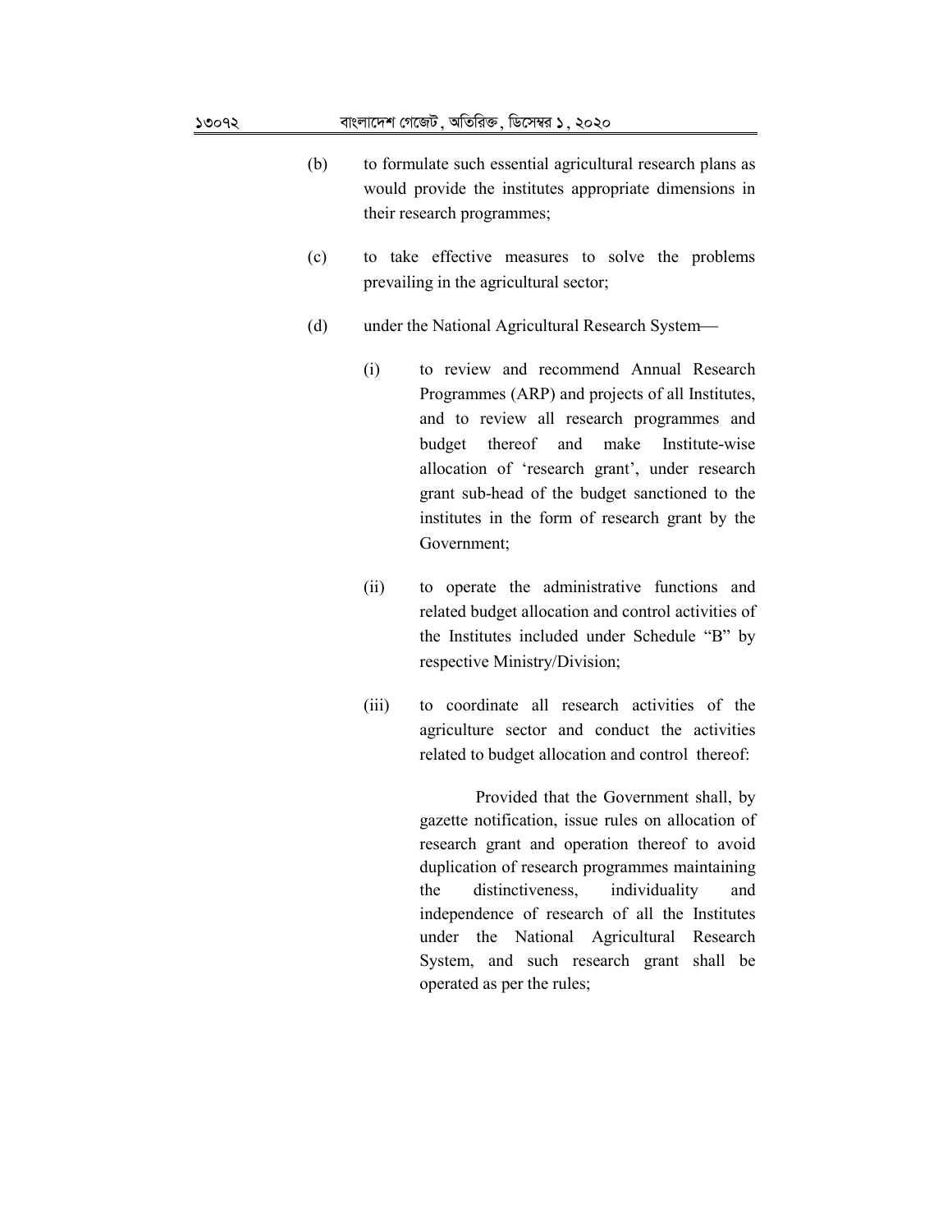(b) to formulate such essential agricultural research plans as would provide the institutes appropriate dimensions in their research programmes;

(c) to take effective measures to solve the problems prevailing in the agricultural sector;

(d) under the National Agricultural Research System—

(i) to review and recommend Annual Research Programmes (ARP) and projects of all Institutes, and to review all research programmes and budget thereof and make Institute-wise allocation of 'research grant', under research grant sub-head of the budget sanctioned to the institutes in the form of research grant by the Government;

(ii) to operate the administrative functions and related budget allocation and control activities of the Institutes included under Schedule "B" by respective Ministry/Division;

(iii) to coordinate all research activities of the agriculture sector and conduct the activities related to budget allocation and control thereof:

Provided that the Government shall, by gazette notification, issue rules on allocation of research grant and operation thereof to avoid duplication of research programmes maintaining the distinctiveness, individuality and independence of research of all the Institutes under the National Agricultural Research System, and such research grant shall be operated as per the rules;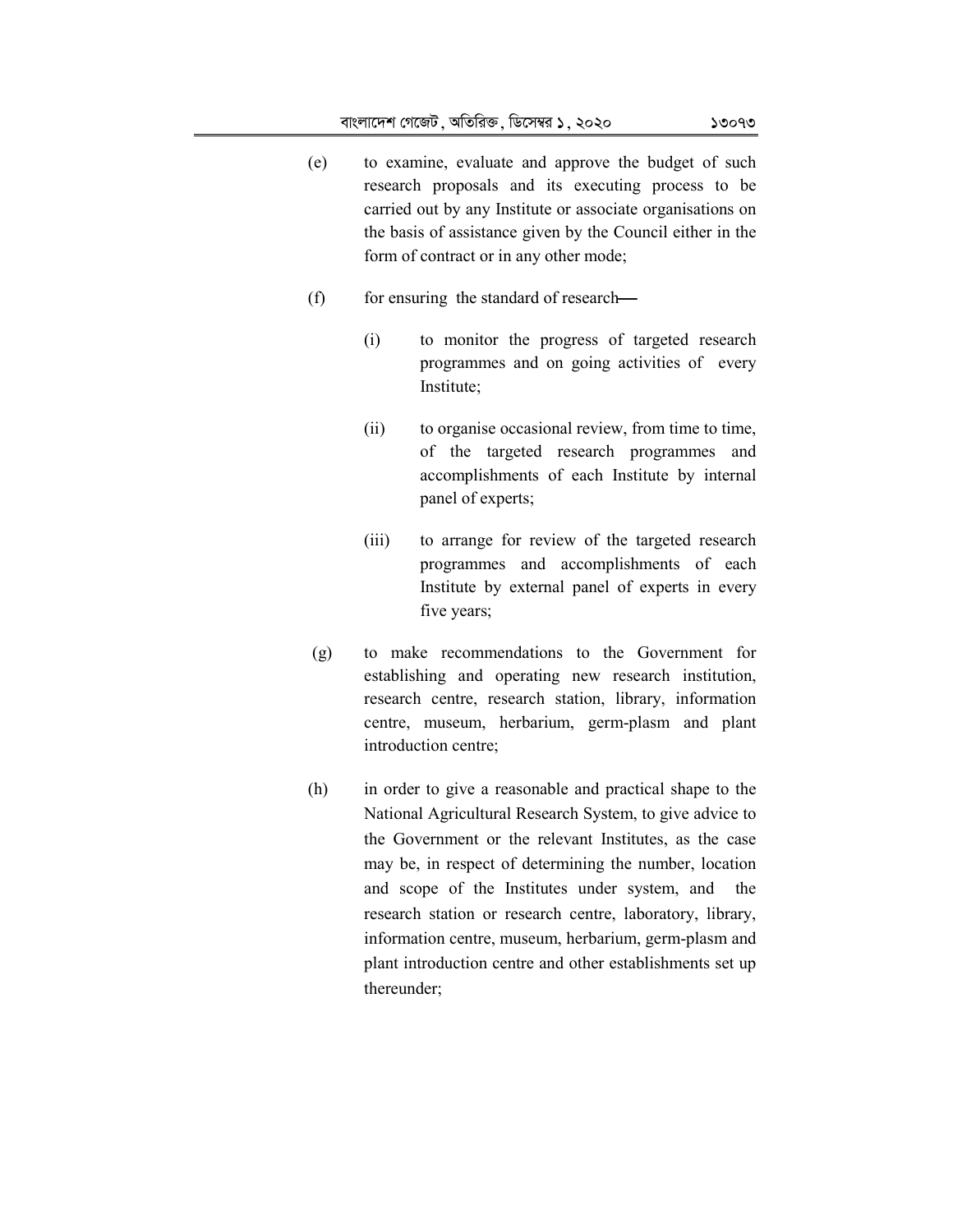(e) to examine, evaluate and approve the budget of such research proposals and its executing process to be carried out by any Institute or associate organisations on the basis of assistance given by the Council either in the form of contract or in any other mode;

(f) for ensuring the standard of research—

(i) to monitor the progress of targeted research programmes and on going activities of every Institute;

(ii) to organise occasional review, from time to time, of the targeted research programmes and accomplishments of each Institute by internal panel of experts;

(iii) to arrange for review of the targeted research programmes and accomplishments of each Institute by external panel of experts in every five years;

(g) to make recommendations to the Government for establishing and operating new research institution, research centre, research station, library, information centre, museum, herbarium, germ-plasm and plant introduction centre;

(h) in order to give a reasonable and practical shape to the National Agricultural Research System, to give advice to the Government or the relevant Institutes, as the case may be, in respect of determining the number, location and scope of the Institutes under system, and the research station or research centre, laboratory, library, information centre, museum, herbarium, germ-plasm and plant introduction centre and other establishments set up thereunder;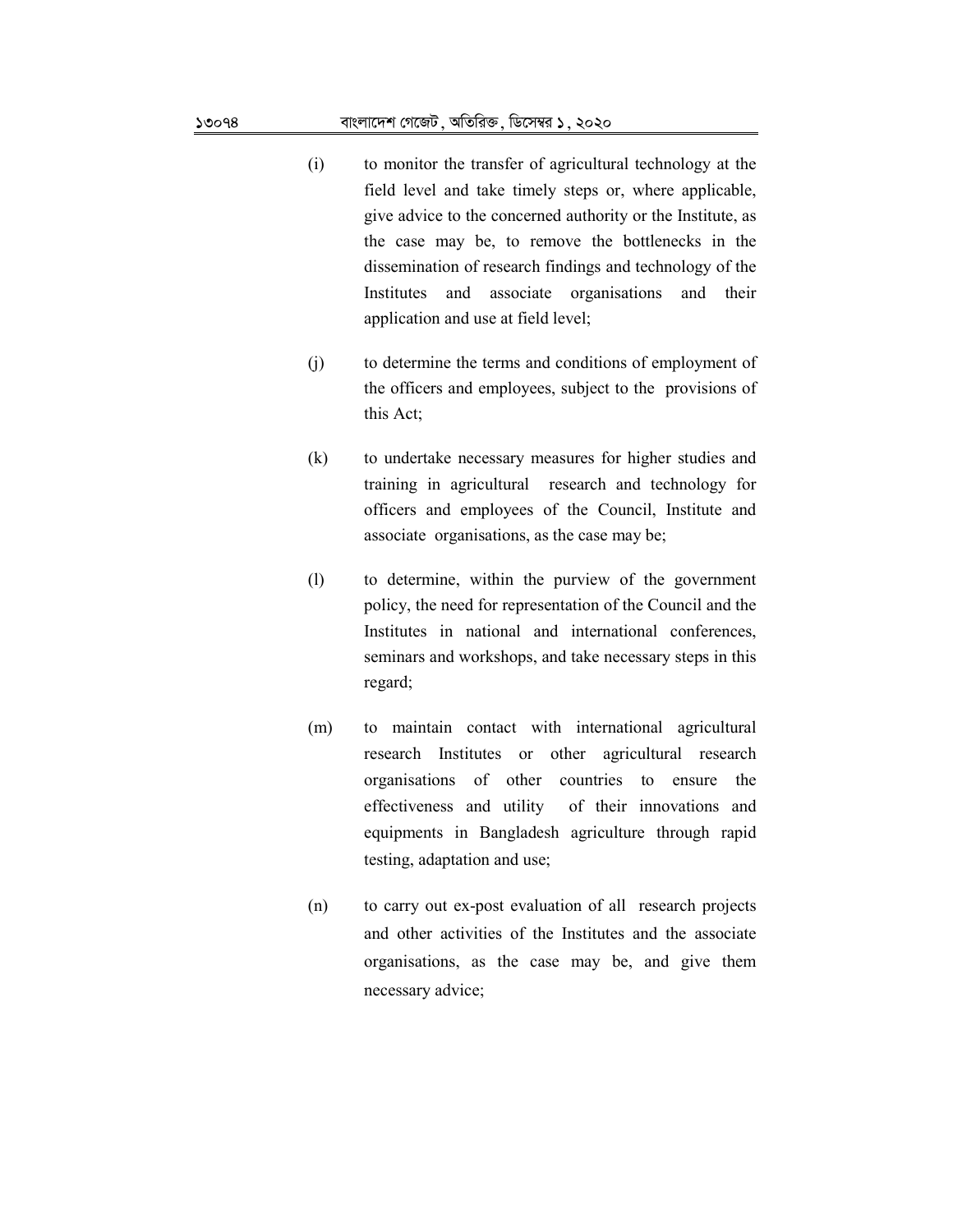(i) to monitor the transfer of agricultural technology at the field level and take timely steps or, where applicable, give advice to the concerned authority or the Institute, as the case may be, to remove the bottlenecks in the dissemination of research findings and technology of the Institutes and associate organisations and their application and use at field level;

(j) to determine the terms and conditions of employment of the officers and employees, subject to the provisions of this Act;

(k) to undertake necessary measures for higher studies and training in agricultural research and technology for officers and employees of the Council, Institute and associate organisations, as the case may be;

(l) to determine, within the purview of the government policy, the need for representation of the Council and the Institutes in national and international conferences, seminars and workshops, and take necessary steps in this regard;

(m) to maintain contact with international agricultural research Institutes or other agricultural research organisations of other countries to ensure the effectiveness and utility of their innovations and equipments in Bangladesh agriculture through rapid testing, adaptation and use;

(n) to carry out ex-post evaluation of all research projects and other activities of the Institutes and the associate organisations, as the case may be, and give them necessary advice;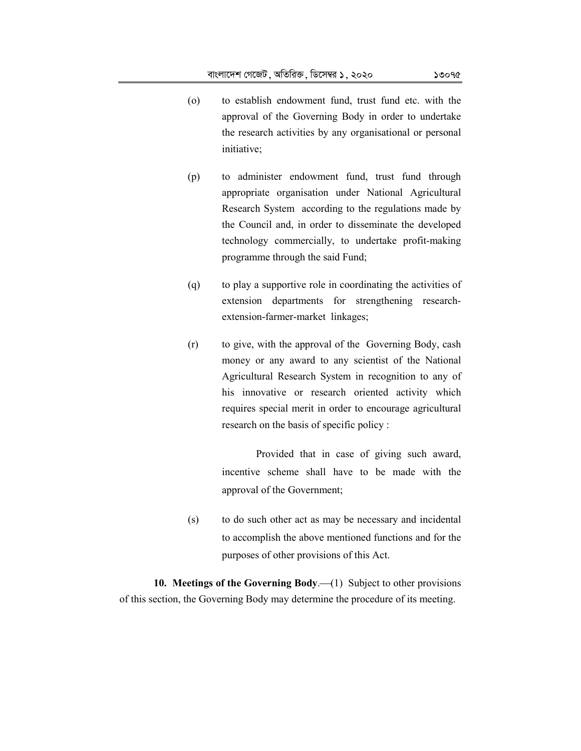(o) to establish endowment fund, trust fund etc. with the approval of the Governing Body in order to undertake the research activities by any organisational or personal initiative;

(p) to administer endowment fund, trust fund through appropriate organisation under National Agricultural Research System according to the regulations made by the Council and, in order to disseminate the developed technology commercially, to undertake profit-making programme through the said Fund;

(q) to play a supportive role in coordinating the activities of extension departments for strengthening research-extension-farmer-market linkages;

(r) to give, with the approval of the Governing Body, cash money or any award to any scientist of the National Agricultural Research System in recognition to any of his innovative or research oriented activity which requires special merit in order to encourage agricultural research on the basis of specific policy :

Provided that in case of giving such award, incentive scheme shall have to be made with the approval of the Government;

(s) to do such other act as may be necessary and incidental to accomplish the above mentioned functions and for the purposes of other provisions of this Act.

**10. Meetings of the Governing Body**.—(1) Subject to other provisions of this section, the Governing Body may determine the procedure of its meeting.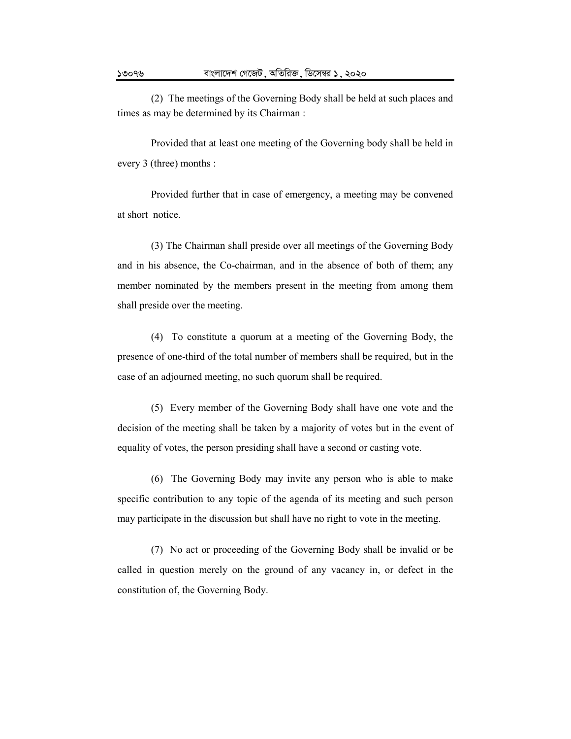(2) The meetings of the Governing Body shall be held at such places and times as may be determined by its Chairman :

Provided that at least one meeting of the Governing body shall be held in every 3 (three) months :

Provided further that in case of emergency, a meeting may be convened at short notice.

(3) The Chairman shall preside over all meetings of the Governing Body and in his absence, the Co-chairman, and in the absence of both of them; any member nominated by the members present in the meeting from among them shall preside over the meeting.

(4) To constitute a quorum at a meeting of the Governing Body, the presence of one-third of the total number of members shall be required, but in the case of an adjourned meeting, no such quorum shall be required.

(5) Every member of the Governing Body shall have one vote and the decision of the meeting shall be taken by a majority of votes but in the event of equality of votes, the person presiding shall have a second or casting vote.

(6) The Governing Body may invite any person who is able to make specific contribution to any topic of the agenda of its meeting and such person may participate in the discussion but shall have no right to vote in the meeting.

(7) No act or proceeding of the Governing Body shall be invalid or be called in question merely on the ground of any vacancy in, or defect in the constitution of, the Governing Body.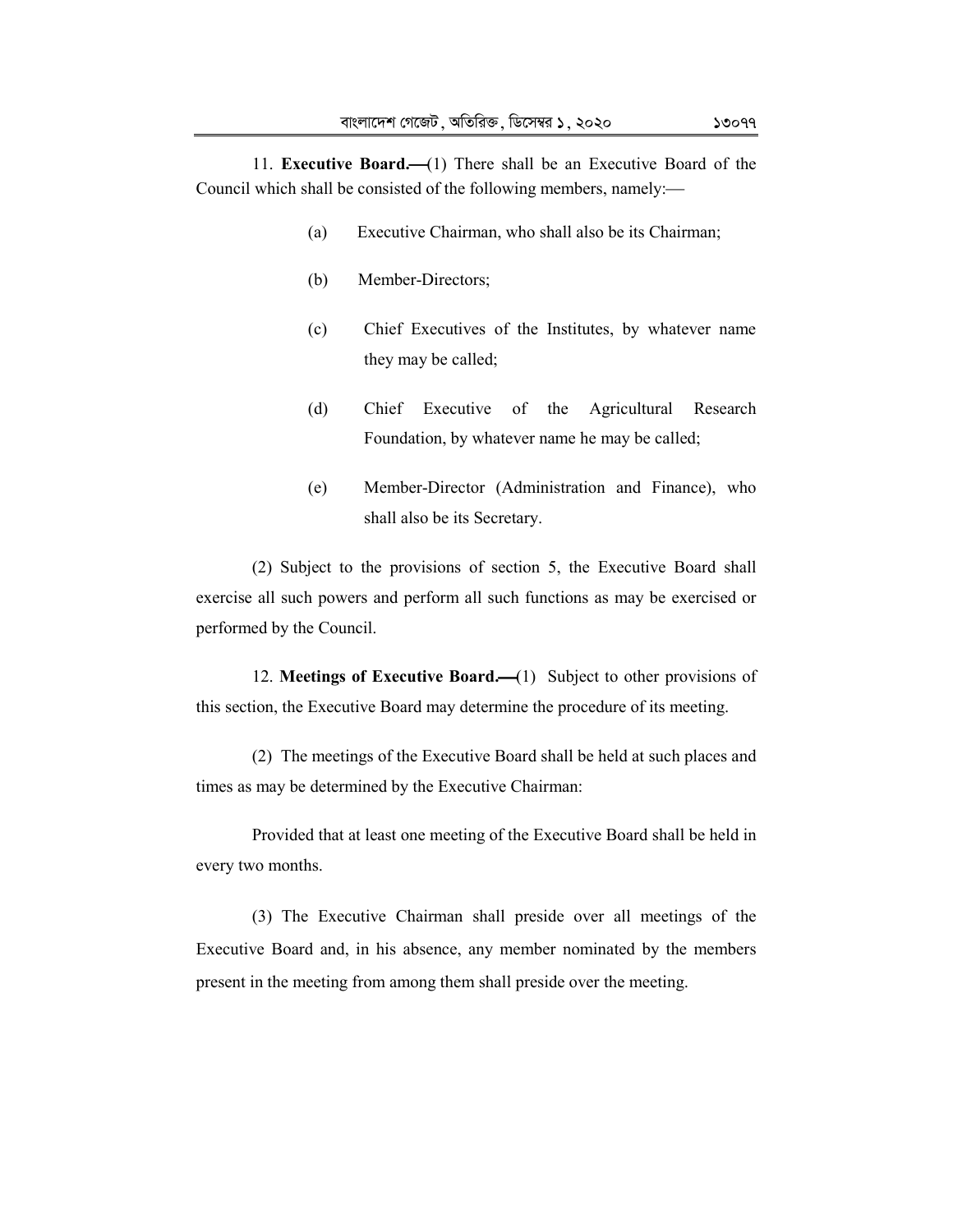11. **Executive Board.—**(1) There shall be an Executive Board of the Council which shall be consisted of the following members, namely:—

(a) Executive Chairman, who shall also be its Chairman;

(b) Member-Directors;

(c) Chief Executives of the Institutes, by whatever name they may be called;

(d) Chief Executive of the Agricultural Research Foundation, by whatever name he may be called;

(e) Member-Director (Administration and Finance), who shall also be its Secretary.

(2) Subject to the provisions of section 5, the Executive Board shall exercise all such powers and perform all such functions as may be exercised or performed by the Council.

12. **Meetings of Executive Board.—**(1) Subject to other provisions of this section, the Executive Board may determine the procedure of its meeting.

(2) The meetings of the Executive Board shall be held at such places and times as may be determined by the Executive Chairman:

Provided that at least one meeting of the Executive Board shall be held in every two months.

(3) The Executive Chairman shall preside over all meetings of the Executive Board and, in his absence, any member nominated by the members present in the meeting from among them shall preside over the meeting.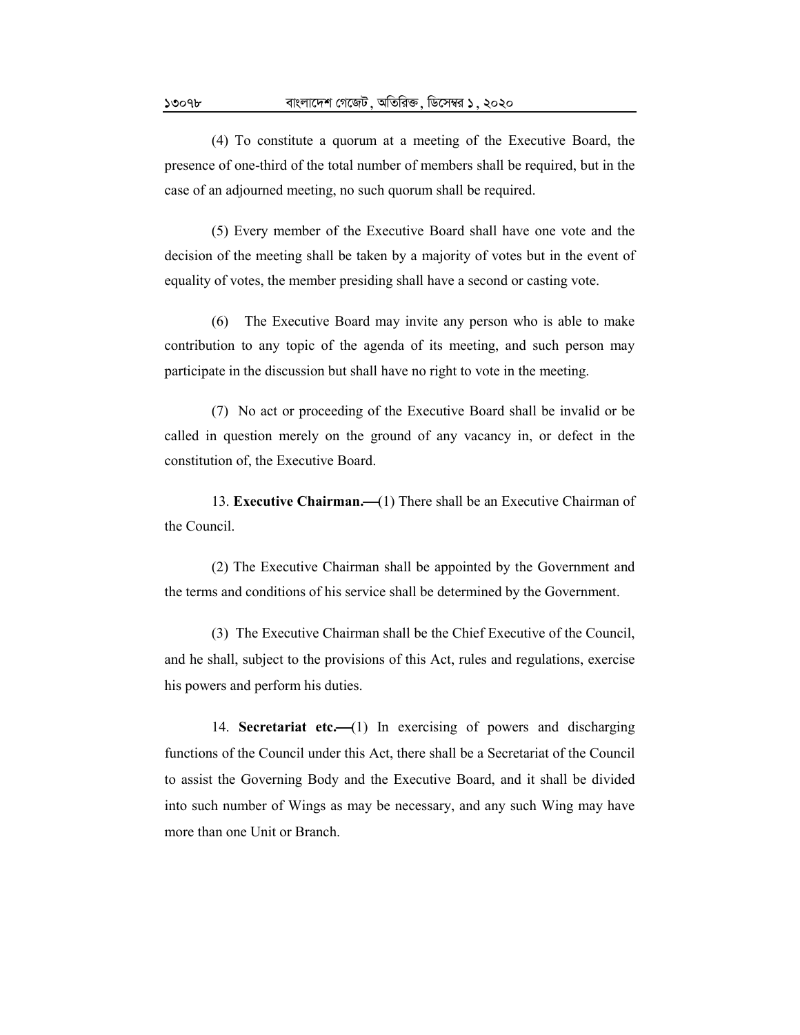(4) To constitute a quorum at a meeting of the Executive Board, the presence of one-third of the total number of members shall be required, but in the case of an adjourned meeting, no such quorum shall be required.

(5) Every member of the Executive Board shall have one vote and the decision of the meeting shall be taken by a majority of votes but in the event of equality of votes, the member presiding shall have a second or casting vote.

(6) The Executive Board may invite any person who is able to make contribution to any topic of the agenda of its meeting, and such person may participate in the discussion but shall have no right to vote in the meeting.

(7) No act or proceeding of the Executive Board shall be invalid or be called in question merely on the ground of any vacancy in, or defect in the constitution of, the Executive Board.

13. **Executive Chairman.—**(1) There shall be an Executive Chairman of the Council.

(2) The Executive Chairman shall be appointed by the Government and the terms and conditions of his service shall be determined by the Government.

(3) The Executive Chairman shall be the Chief Executive of the Council, and he shall, subject to the provisions of this Act, rules and regulations, exercise his powers and perform his duties.

14. **Secretariat etc.—**(1) In exercising of powers and discharging functions of the Council under this Act, there shall be a Secretariat of the Council to assist the Governing Body and the Executive Board, and it shall be divided into such number of Wings as may be necessary, and any such Wing may have more than one Unit or Branch.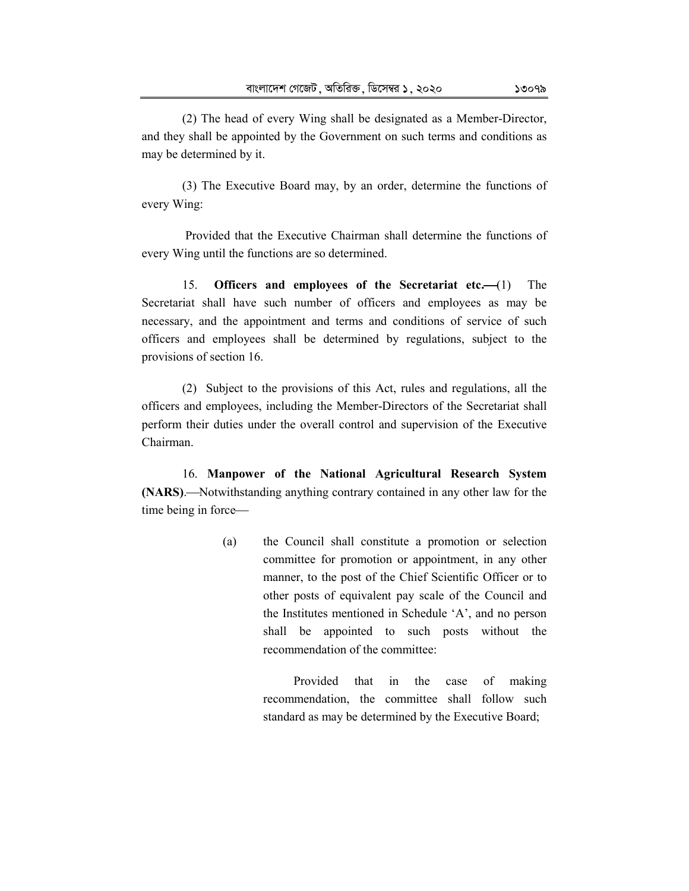(2) The head of every Wing shall be designated as a Member-Director, and they shall be appointed by the Government on such terms and conditions as may be determined by it.

(3) The Executive Board may, by an order, determine the functions of every Wing:

Provided that the Executive Chairman shall determine the functions of every Wing until the functions are so determined.

15. **Officers and employees of the Secretariat etc.—**(1) The Secretariat shall have such number of officers and employees as may be necessary, and the appointment and terms and conditions of service of such officers and employees shall be determined by regulations, subject to the provisions of section 16.

(2) Subject to the provisions of this Act, rules and regulations, all the officers and employees, including the Member-Directors of the Secretariat shall perform their duties under the overall control and supervision of the Executive Chairman.

16. **Manpower of the National Agricultural Research System (NARS)**.—Notwithstanding anything contrary contained in any other law for the time being in force—

(a) the Council shall constitute a promotion or selection committee for promotion or appointment, in any other manner, to the post of the Chief Scientific Officer or to other posts of equivalent pay scale of the Council and the Institutes mentioned in Schedule 'A', and no person shall be appointed to such posts without the recommendation of the committee:

Provided that in the case of making recommendation, the committee shall follow such standard as may be determined by the Executive Board;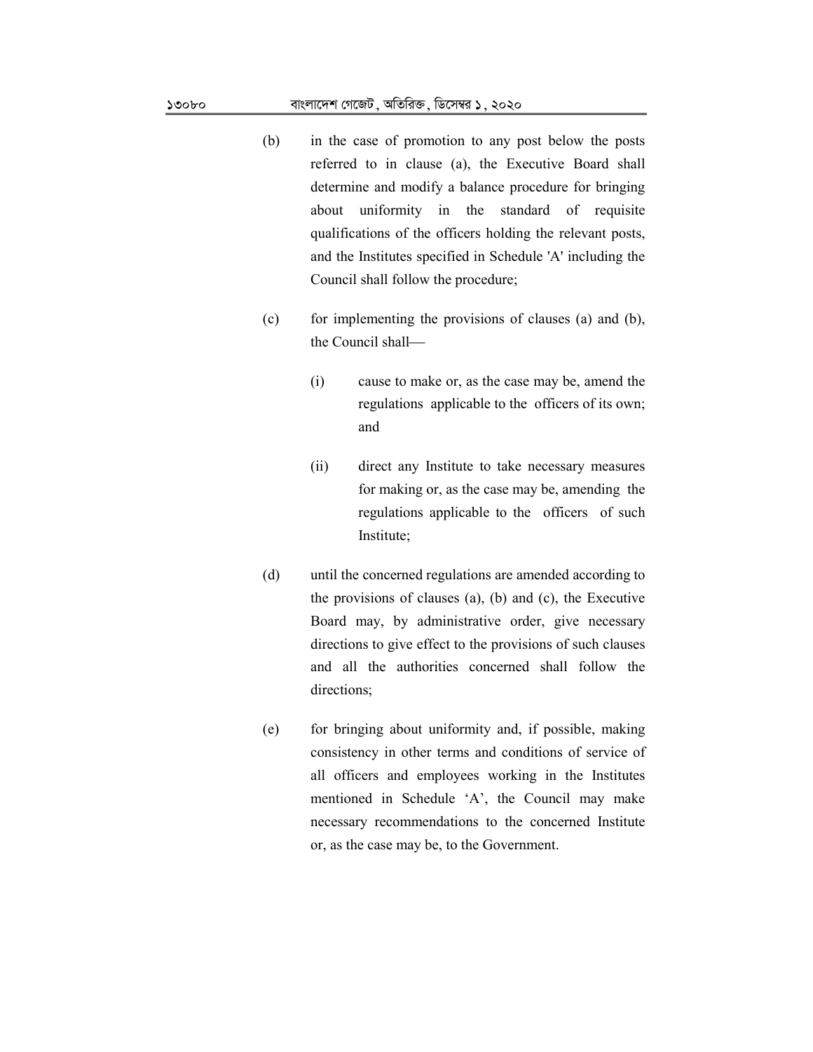(b) in the case of promotion to any post below the posts referred to in clause (a), the Executive Board shall determine and modify a balance procedure for bringing about uniformity in the standard of requisite qualifications of the officers holding the relevant posts, and the Institutes specified in Schedule 'A' including the Council shall follow the procedure;

(c) for implementing the provisions of clauses (a) and (b), the Council shall—

  (i) cause to make or, as the case may be, amend the regulations applicable to the officers of its own; and

  (ii) direct any Institute to take necessary measures for making or, as the case may be, amending the regulations applicable to the officers of such Institute;

(d) until the concerned regulations are amended according to the provisions of clauses (a), (b) and (c), the Executive Board may, by administrative order, give necessary directions to give effect to the provisions of such clauses and all the authorities concerned shall follow the directions;

(e) for bringing about uniformity and, if possible, making consistency in other terms and conditions of service of all officers and employees working in the Institutes mentioned in Schedule 'A', the Council may make necessary recommendations to the concerned Institute or, as the case may be, to the Government.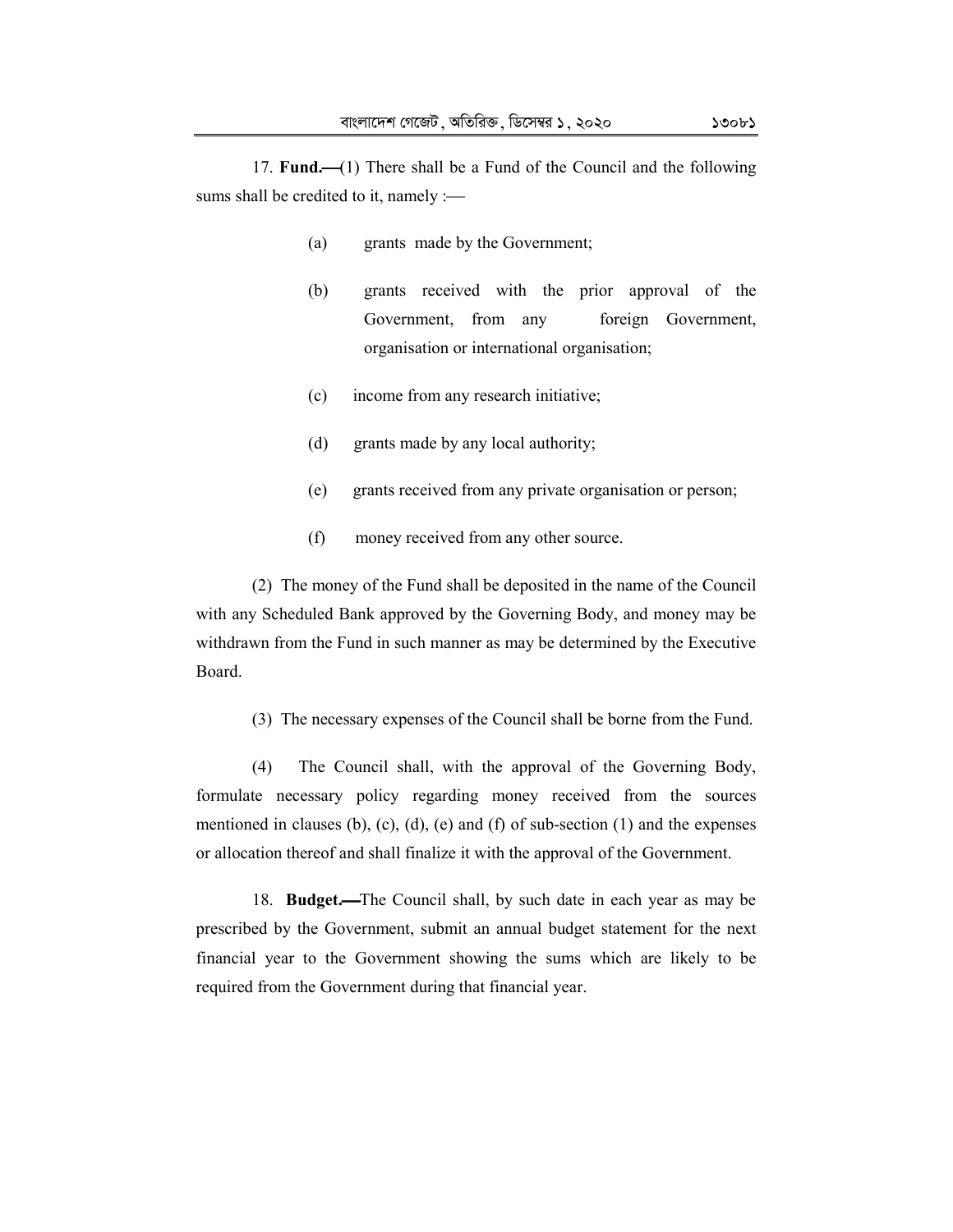17. **Fund.—**(1) There shall be a Fund of the Council and the following sums shall be credited to it, namely :—

(a) grants made by the Government;

(b) grants received with the prior approval of the Government, from any foreign Government, organisation or international organisation;

(c) income from any research initiative;

(d) grants made by any local authority;

(e) grants received from any private organisation or person;

(f) money received from any other source.

(2) The money of the Fund shall be deposited in the name of the Council with any Scheduled Bank approved by the Governing Body, and money may be withdrawn from the Fund in such manner as may be determined by the Executive Board.

(3) The necessary expenses of the Council shall be borne from the Fund.

(4) The Council shall, with the approval of the Governing Body, formulate necessary policy regarding money received from the sources mentioned in clauses (b), (c), (d), (e) and (f) of sub-section (1) and the expenses or allocation thereof and shall finalize it with the approval of the Government.

18. **Budget.—**The Council shall, by such date in each year as may be prescribed by the Government, submit an annual budget statement for the next financial year to the Government showing the sums which are likely to be required from the Government during that financial year.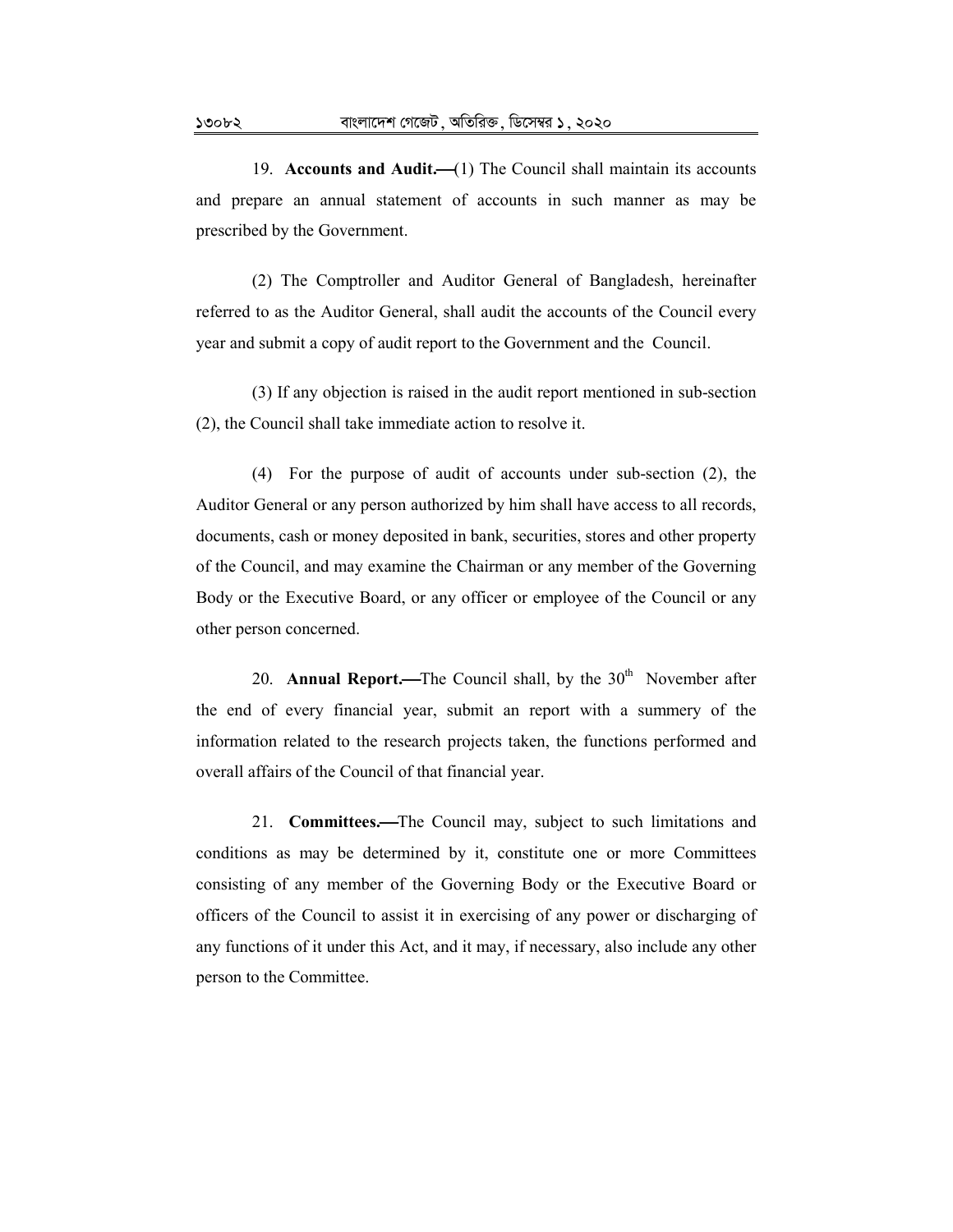19. **Accounts and Audit.—**(1) The Council shall maintain its accounts and prepare an annual statement of accounts in such manner as may be prescribed by the Government.

(2) The Comptroller and Auditor General of Bangladesh, hereinafter referred to as the Auditor General, shall audit the accounts of the Council every year and submit a copy of audit report to the Government and the Council.

(3) If any objection is raised in the audit report mentioned in sub-section (2), the Council shall take immediate action to resolve it.

(4) For the purpose of audit of accounts under sub-section (2), the Auditor General or any person authorized by him shall have access to all records, documents, cash or money deposited in bank, securities, stores and other property of the Council, and may examine the Chairman or any member of the Governing Body or the Executive Board, or any officer or employee of the Council or any other person concerned.

20. **Annual Report.—**The Council shall, by the 30th November after the end of every financial year, submit an report with a summery of the information related to the research projects taken, the functions performed and overall affairs of the Council of that financial year.

21. **Committees.—**The Council may, subject to such limitations and conditions as may be determined by it, constitute one or more Committees consisting of any member of the Governing Body or the Executive Board or officers of the Council to assist it in exercising of any power or discharging of any functions of it under this Act, and it may, if necessary, also include any other person to the Committee.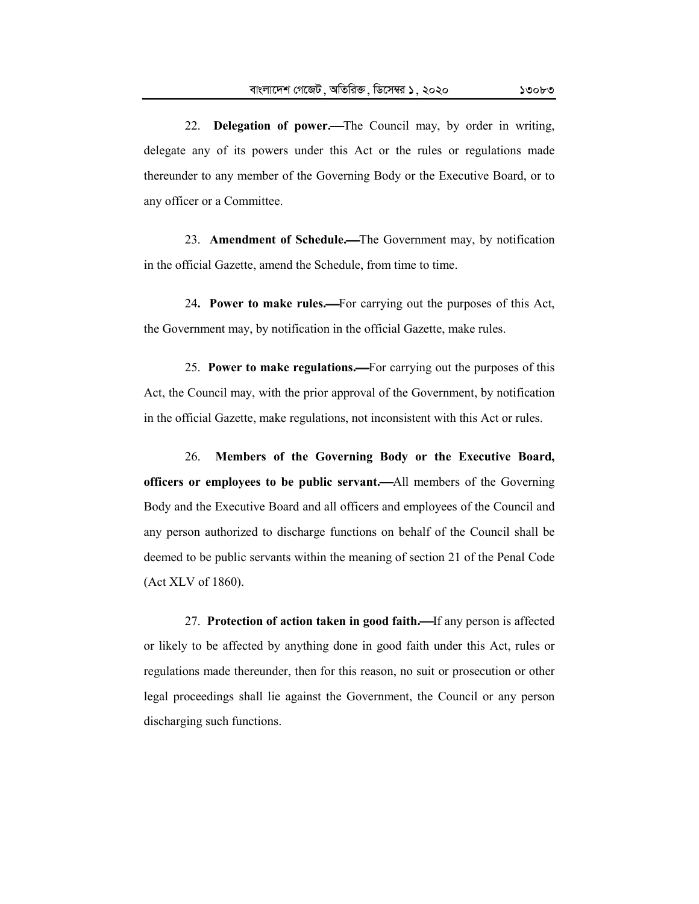22. **Delegation of power.—**The Council may, by order in writing, delegate any of its powers under this Act or the rules or regulations made thereunder to any member of the Governing Body or the Executive Board, or to any officer or a Committee.

23. **Amendment of Schedule.—**The Government may, by notification in the official Gazette, amend the Schedule, from time to time.

24**. Power to make rules.—**For carrying out the purposes of this Act, the Government may, by notification in the official Gazette, make rules.

25. **Power to make regulations.—**For carrying out the purposes of this Act, the Council may, with the prior approval of the Government, by notification in the official Gazette, make regulations, not inconsistent with this Act or rules.

26. **Members of the Governing Body or the Executive Board, officers or employees to be public servant.—**All members of the Governing Body and the Executive Board and all officers and employees of the Council and any person authorized to discharge functions on behalf of the Council shall be deemed to be public servants within the meaning of section 21 of the Penal Code (Act XLV of 1860).

27. **Protection of action taken in good faith.—**If any person is affected or likely to be affected by anything done in good faith under this Act, rules or regulations made thereunder, then for this reason, no suit or prosecution or other legal proceedings shall lie against the Government, the Council or any person discharging such functions.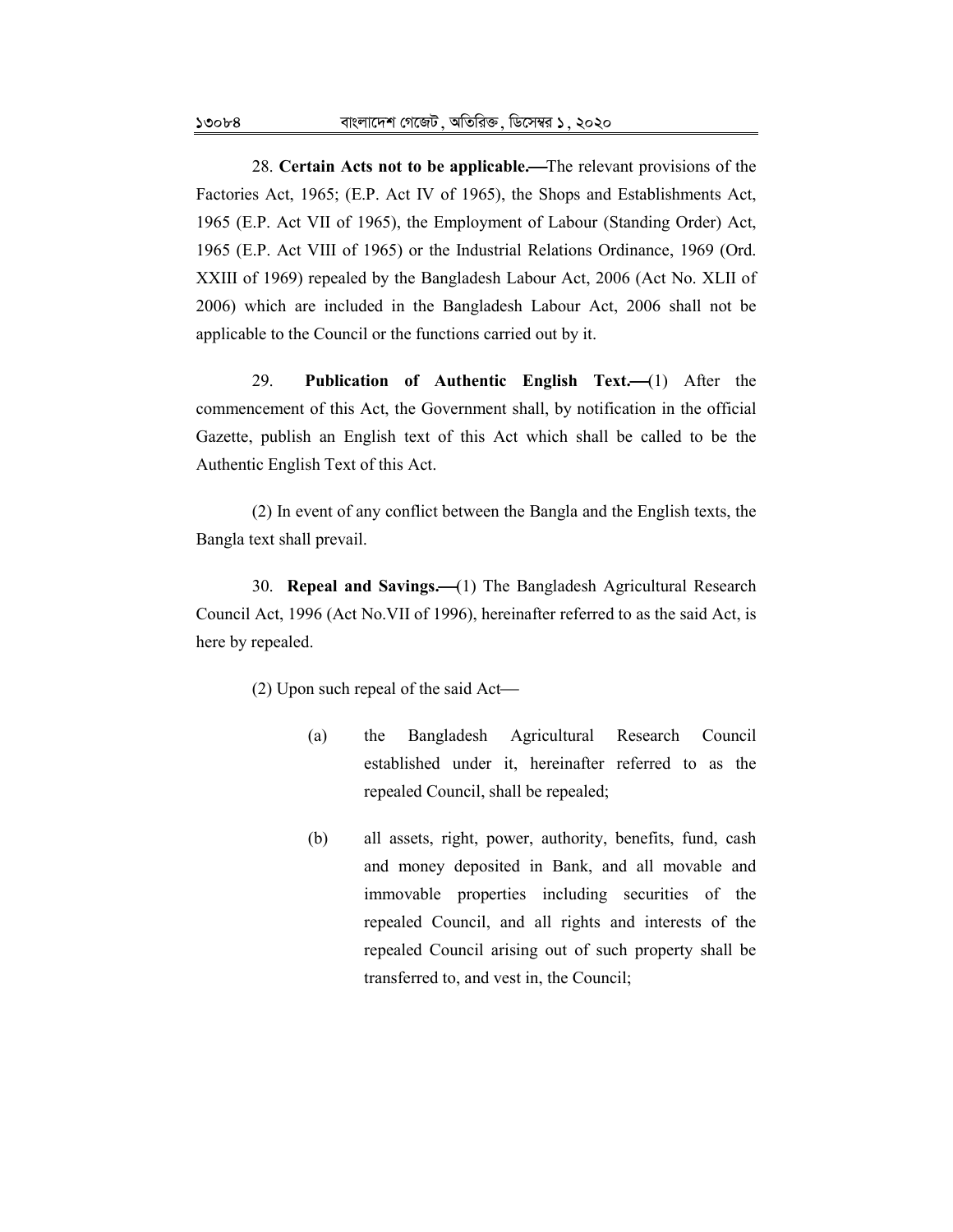28. **Certain Acts not to be applicable.—**The relevant provisions of the Factories Act, 1965; (E.P. Act IV of 1965), the Shops and Establishments Act, 1965 (E.P. Act VII of 1965), the Employment of Labour (Standing Order) Act, 1965 (E.P. Act VIII of 1965) or the Industrial Relations Ordinance, 1969 (Ord. XXIII of 1969) repealed by the Bangladesh Labour Act, 2006 (Act No. XLII of 2006) which are included in the Bangladesh Labour Act, 2006 shall not be applicable to the Council or the functions carried out by it.

29. **Publication of Authentic English Text.—**(1) After the commencement of this Act, the Government shall, by notification in the official Gazette, publish an English text of this Act which shall be called to be the Authentic English Text of this Act.

(2) In event of any conflict between the Bangla and the English texts, the Bangla text shall prevail.

30. **Repeal and Savings.—**(1) The Bangladesh Agricultural Research Council Act, 1996 (Act No.VII of 1996), hereinafter referred to as the said Act, is here by repealed.

(2) Upon such repeal of the said Act—

(a) the Bangladesh Agricultural Research Council established under it, hereinafter referred to as the repealed Council, shall be repealed;

(b) all assets, right, power, authority, benefits, fund, cash and money deposited in Bank, and all movable and immovable properties including securities of the repealed Council, and all rights and interests of the repealed Council arising out of such property shall be transferred to, and vest in, the Council;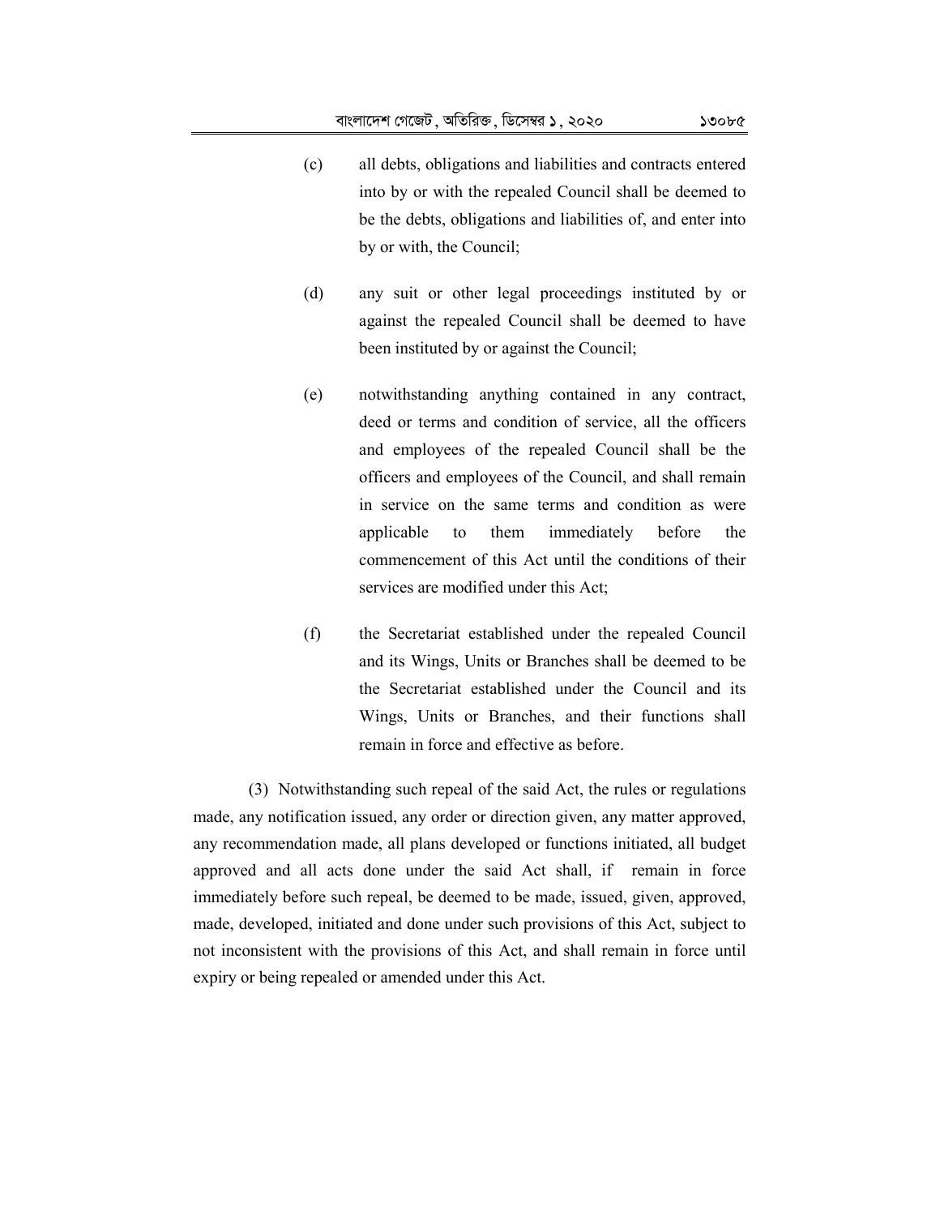(c) all debts, obligations and liabilities and contracts entered into by or with the repealed Council shall be deemed to be the debts, obligations and liabilities of, and enter into by or with, the Council;

(d) any suit or other legal proceedings instituted by or against the repealed Council shall be deemed to have been instituted by or against the Council;

(e) notwithstanding anything contained in any contract, deed or terms and condition of service, all the officers and employees of the repealed Council shall be the officers and employees of the Council, and shall remain in service on the same terms and condition as were applicable to them immediately before the commencement of this Act until the conditions of their services are modified under this Act;

(f) the Secretariat established under the repealed Council and its Wings, Units or Branches shall be deemed to be the Secretariat established under the Council and its Wings, Units or Branches, and their functions shall remain in force and effective as before.

(3) Notwithstanding such repeal of the said Act, the rules or regulations made, any notification issued, any order or direction given, any matter approved, any recommendation made, all plans developed or functions initiated, all budget approved and all acts done under the said Act shall, if remain in force immediately before such repeal, be deemed to be made, issued, given, approved, made, developed, initiated and done under such provisions of this Act, subject to not inconsistent with the provisions of this Act, and shall remain in force until expiry or being repealed or amended under this Act.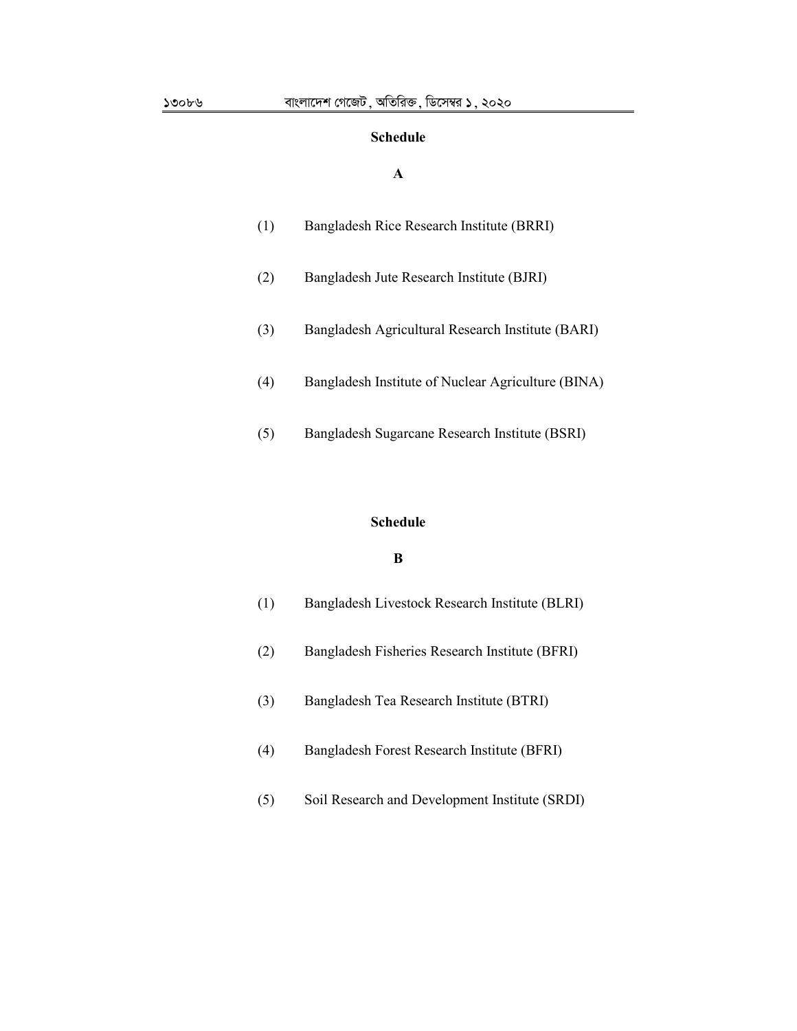## Schedule

### A

(1) Bangladesh Rice Research Institute (BRRI)

(2) Bangladesh Jute Research Institute (BJRI)

(3) Bangladesh Agricultural Research Institute (BARI)

(4) Bangladesh Institute of Nuclear Agriculture (BINA)

(5) Bangladesh Sugarcane Research Institute (BSRI)

## Schedule

### B

(1) Bangladesh Livestock Research Institute (BLRI)

(2) Bangladesh Fisheries Research Institute (BFRI)

(3) Bangladesh Tea Research Institute (BTRI)

(4) Bangladesh Forest Research Institute (BFRI)

(5) Soil Research and Development Institute (SRDI)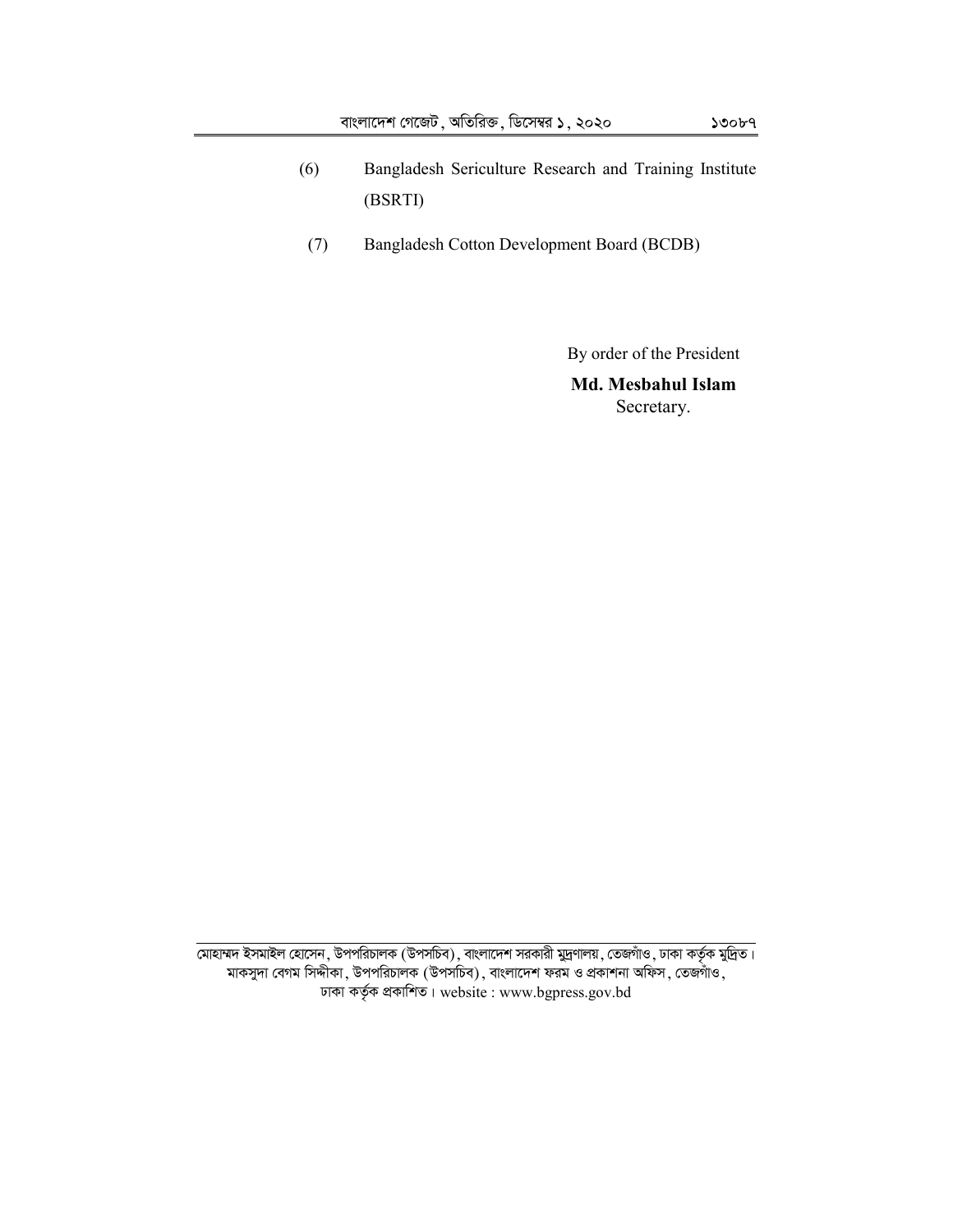(6) Bangladesh Sericulture Research and Training Institute (BSRTI)

(7) Bangladesh Cotton Development Board (BCDB)

By order of the President

**Md. Mesbahul Islam**
Secretary.

মোহাম্মদ ইসমাইল হোসেন, উপপরিচালক (উপসচিব), বাংলাদেশ সরকারী মুদ্রণালয়, তেজগাঁও, ঢাকা কর্তৃক মুদ্রিত।
মাকসুদা বেগম সিদ্দীকা, উপপরিচালক (উপসচিব), বাংলাদেশ ফরম ও প্রকাশনা অফিস, তেজগাঁও, ঢাকা কর্তৃক প্রকাশিত। website : www.bgpress.gov.bd